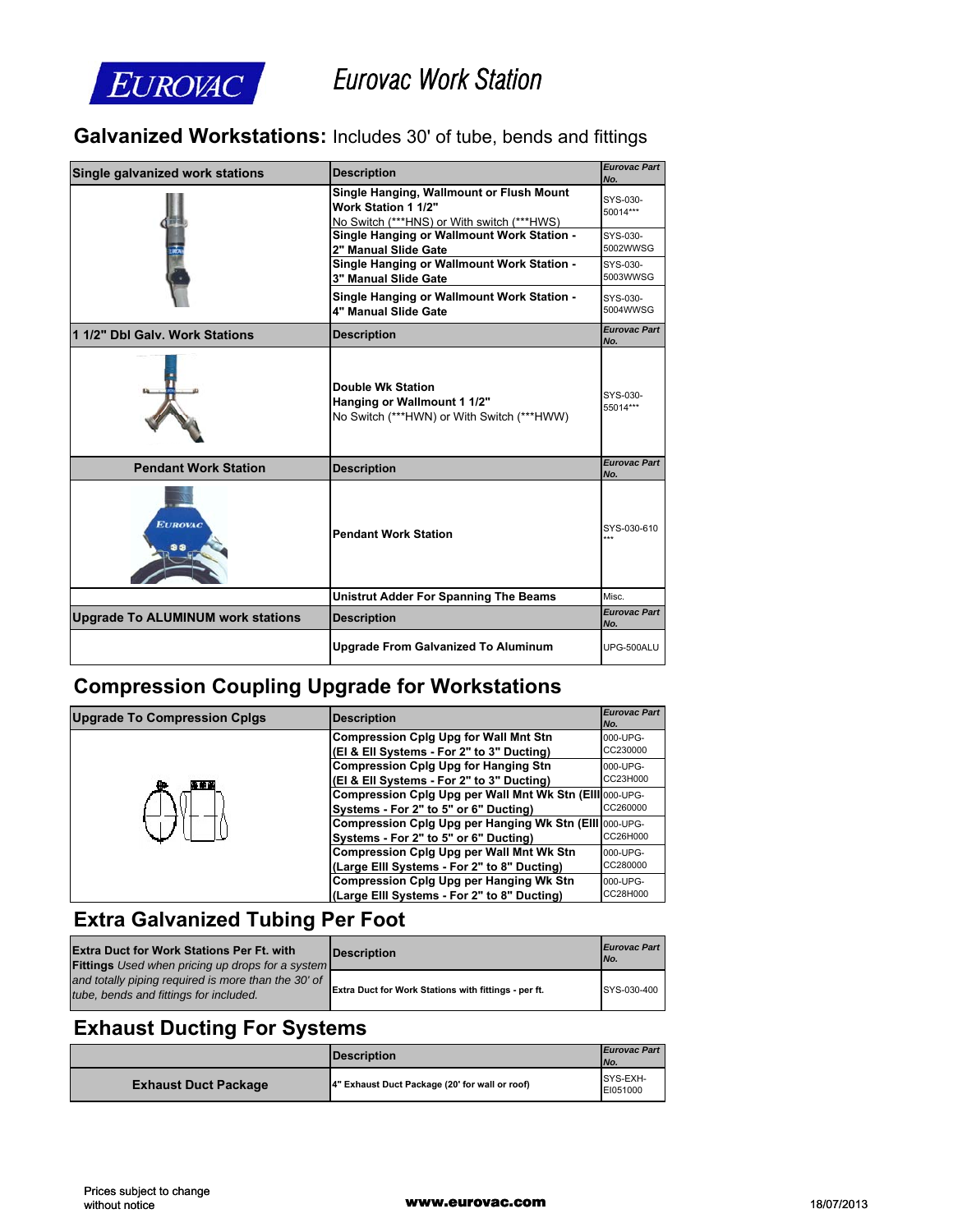EUROVAC

# Eurovac Work Station

## Galvanized Workstations: Includes 30' of tube, bends and fittings

| Single galvanized work stations | Description | Eurovac Part No. |
|---|---|---|
| | **Single Hanging, Wallmount or Flush Mount Work Station 1 1/2"** No Switch (***HNS) or With switch (***HWS) | SYS-030-50014*** |
| | **Single Hanging or Wallmount Work Station - 2" Manual Slide Gate** | SYS-030-5002WWSG |
| | **Single Hanging or Wallmount Work Station - 3" Manual Slide Gate** | SYS-030-5003WWSG |
| | **Single Hanging or Wallmount Work Station - 4" Manual Slide Gate** | SYS-030-5004WWSG |
| **1 1/2" Dbl Galv. Work Stations** | **Description** | **Eurovac Part No.** |
| | **Double Wk Station Hanging or Wallmount 1 1/2"** No Switch (***HWN) or With Switch (***HWW) | SYS-030-55014*** |
| **Pendant Work Station** | **Description** | **Eurovac Part No.** |
| | **Pendant Work Station** | SYS-030-610*** |
| | **Unistrut Adder For Spanning The Beams** | Misc. |
| **Upgrade To ALUMINUM work stations** | **Description** | **Eurovac Part No.** |
| | **Upgrade From Galvanized To Aluminum** | UPG-500ALU |

## Compression Coupling Upgrade for Workstations

| Upgrade To Compression Cplgs | Description | Eurovac Part No. |
|---|---|---|
| | **Compression Cplg Upg for Wall Mnt Stn (EI & EII Systems - For 2" to 3" Ducting)** | 000-UPG-CC230000 |
| | **Compression Cplg Upg for Hanging Stn (EI & EII Systems - For 2" to 3" Ducting)** | 000-UPG-CC23H000 |
| | **Compression Cplg Upg per Wall Mnt Wk Stn (EIII Systems - For 2" to 5" or 6" Ducting)** | 000-UPG-CC260000 |
| | **Compression Cplg Upg per Hanging Wk Stn (EIII Systems - For 2" to 5" or 6" Ducting)** | 000-UPG-CC26H000 |
| | **Compression Cplg Upg per Wall Mnt Wk Stn (Large EIII Systems - For 2" to 8" Ducting)** | 000-UPG-CC280000 |
| | **Compression Cplg Upg per Hanging Wk Stn (Large EIII Systems - For 2" to 8" Ducting)** | 000-UPG-CC28H000 |

## Extra Galvanized Tubing Per Foot

| Extra Duct for Work Stations Per Ft. with Fittings *Used when pricing up drops for a system and totally piping required is more than the 30' of tube, bends and fittings for included.* | Description | Eurovac Part No. |
|---|---|---|
| | **Extra Duct for Work Stations with fittings - per ft.** | SYS-030-400 |

## Exhaust Ducting For Systems

| | Description | Eurovac Part No. |
|---|---|---|
| **Exhaust Duct Package** | **4" Exhaust Duct Package (20' for wall or roof)** | SYS-EXH-EI051000 |

Prices subject to change without notice

www.eurovac.com

18/07/2013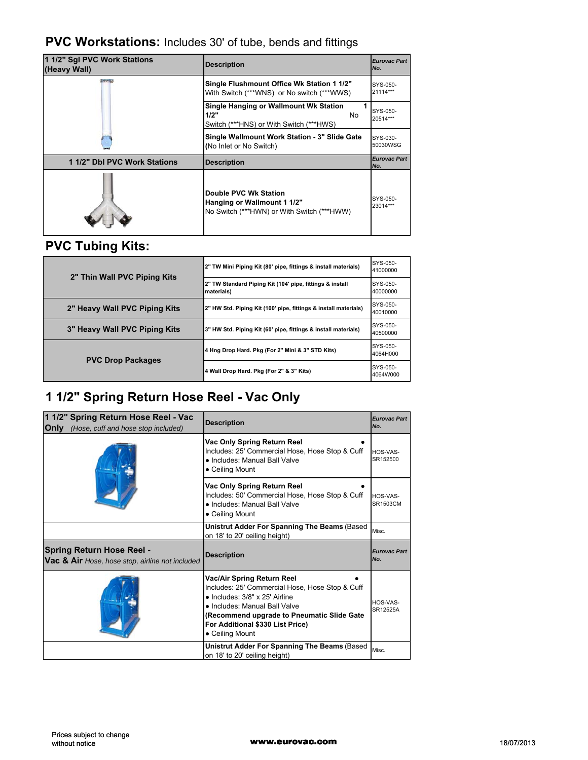## PVC Workstations: Includes 30' of tube, bends and fittings

| 1 1/2" Sgl PVC Work Stations (Heavy Wall) | Description | Eurovac Part No. |
|---|---|---|
| | **Single Flushmount Office Wk Station 1 1/2"** With Switch (***WNS) or No switch (***WWS) | SYS-050-21114*** |
| | **Single Hanging or Wallmount Wk Station 1 1/2"** No Switch (***HNS) or With Switch (***HWS) | SYS-050-20514*** |
| | **Single Wallmount Work Station - 3" Slide Gate** (No Inlet or No Switch) | SYS-030-50030WSG |
| **1 1/2" Dbl PVC Work Stations** | **Description** | **Eurovac Part No.** |
| | **Double PVC Wk Station Hanging or Wallmount 1 1/2"** No Switch (***HWN) or With Switch (***HWW) | SYS-050-23014*** |

## PVC Tubing Kits:

| | | |
|---|---|---|
| **2" Thin Wall PVC Piping Kits** | **2" TW Mini Piping Kit (80' pipe, fittings & install materials)** | SYS-050-41000000 |
| | **2" TW Standard Piping Kit (104' pipe, fittings & install materials)** | SYS-050-40000000 |
| **2" Heavy Wall PVC Piping Kits** | **2" HW Std. Piping Kit (100' pipe, fittings & install materials)** | SYS-050-40010000 |
| **3" Heavy Wall PVC Piping Kits** | **3" HW Std. Piping Kit (60' pipe, fittings & install materials)** | SYS-050-40500000 |
| **PVC Drop Packages** | **4 Hng Drop Hard. Pkg (For 2" Mini & 3" STD Kits)** | SYS-050-4064H000 |
| | **4 Wall Drop Hard. Pkg (For 2" & 3" Kits)** | SYS-050-4064W000 |

## 1 1/2" Spring Return Hose Reel - Vac Only

| 1 1/2" Spring Return Hose Reel - Vac Only *(Hose, cuff and hose stop included)* | Description | Eurovac Part No. |
|---|---|---|
| | **Vac Only Spring Return Reel** • Includes: 25' Commercial Hose, Hose Stop & Cuff • Includes: Manual Ball Valve • Ceiling Mount | HOS-VAS-SR152500 |
| | **Vac Only Spring Return Reel** • Includes: 50' Commercial Hose, Hose Stop & Cuff • Includes: Manual Ball Valve • Ceiling Mount | HOS-VAS-SR1503CM |
| | **Unistrut Adder For Spanning The Beams** (Based on 18' to 20' ceiling height) | Misc. |
| **Spring Return Hose Reel - Vac & Air** *Hose, hose stop, airline not included* | **Description** | **Eurovac Part No.** |
| | **Vac/Air Spring Return Reel** • Includes: 25' Commercial Hose, Hose Stop & Cuff • Includes: 3/8" x 25' Airline • Includes: Manual Ball Valve **(Recommend upgrade to Pneumatic Slide Gate For Additional $330 List Price)** • Ceiling Mount | HOS-VAS-SR12525A |
| | **Unistrut Adder For Spanning The Beams** (Based on 18' to 20' ceiling height) | Misc. |

Prices subject to change without notice

www.eurovac.com

18/07/2013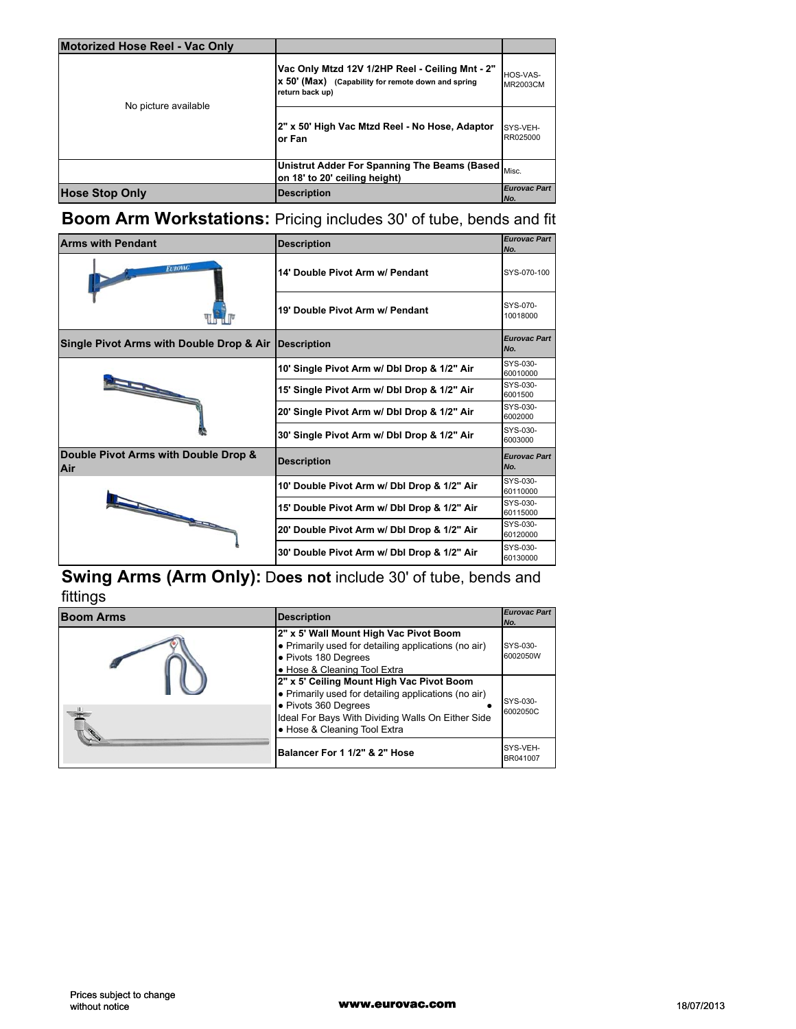| Motorized Hose Reel - Vac Only | | |
|---|---|---|
| No picture available | **Vac Only Mtzd 12V 1/2HP Reel - Ceiling Mnt - 2" x 50' (Max)** **(Capability for remote down and spring return back up)** | HOS-VAS-MR2003CM |
| | **2" x 50' High Vac Mtzd Reel - No Hose, Adaptor or Fan** | SYS-VEH-RR025000 |
| | **Unistrut Adder For Spanning The Beams (Based on 18' to 20' ceiling height)** | Misc. |
| **Hose Stop Only** | **Description** | ***Eurovac Part No.*** |

## Boom Arm Workstations: Pricing includes 30' of tube, bends and fit

| Arms with Pendant | Description | *Eurovac Part No.* |
|---|---|---|
| | **14' Double Pivot Arm w/ Pendant** | SYS-070-100 |
| | **19' Double Pivot Arm w/ Pendant** | SYS-070-10018000 |
| **Single Pivot Arms with Double Drop & Air** | **Description** | ***Eurovac Part No.*** |
| | **10' Single Pivot Arm w/ Dbl Drop & 1/2" Air** | SYS-030-60010000 |
| | **15' Single Pivot Arm w/ Dbl Drop & 1/2" Air** | SYS-030-6001500 |
| | **20' Single Pivot Arm w/ Dbl Drop & 1/2" Air** | SYS-030-6002000 |
| | **30' Single Pivot Arm w/ Dbl Drop & 1/2" Air** | SYS-030-6003000 |
| **Double Pivot Arms with Double Drop & Air** | **Description** | ***Eurovac Part No.*** |
| | **10' Double Pivot Arm w/ Dbl Drop & 1/2" Air** | SYS-030-60110000 |
| | **15' Double Pivot Arm w/ Dbl Drop & 1/2" Air** | SYS-030-60115000 |
| | **20' Double Pivot Arm w/ Dbl Drop & 1/2" Air** | SYS-030-60120000 |
| | **30' Double Pivot Arm w/ Dbl Drop & 1/2" Air** | SYS-030-60130000 |

## Swing Arms (Arm Only): D**oes not** include 30' of tube, bends and fittings

| Boom Arms | Description | *Eurovac Part No.* |
|---|---|---|
| | **2" x 5' Wall Mount High Vac Pivot Boom**<br>• Primarily used for detailing applications (no air)<br>• Pivots 180 Degrees<br>• Hose & Cleaning Tool Extra | SYS-030-6002050W |
| | **2" x 5' Ceiling Mount High Vac Pivot Boom**<br>• Primarily used for detailing applications (no air)<br>• Pivots 360 Degrees •<br>Ideal For Bays With Dividing Walls On Either Side<br>• Hose & Cleaning Tool Extra | SYS-030-6002050C |
| | **Balancer For 1 1/2" & 2" Hose** | SYS-VEH-BR041007 |

Prices subject to change without notice

**www.eurovac.com**

18/07/2013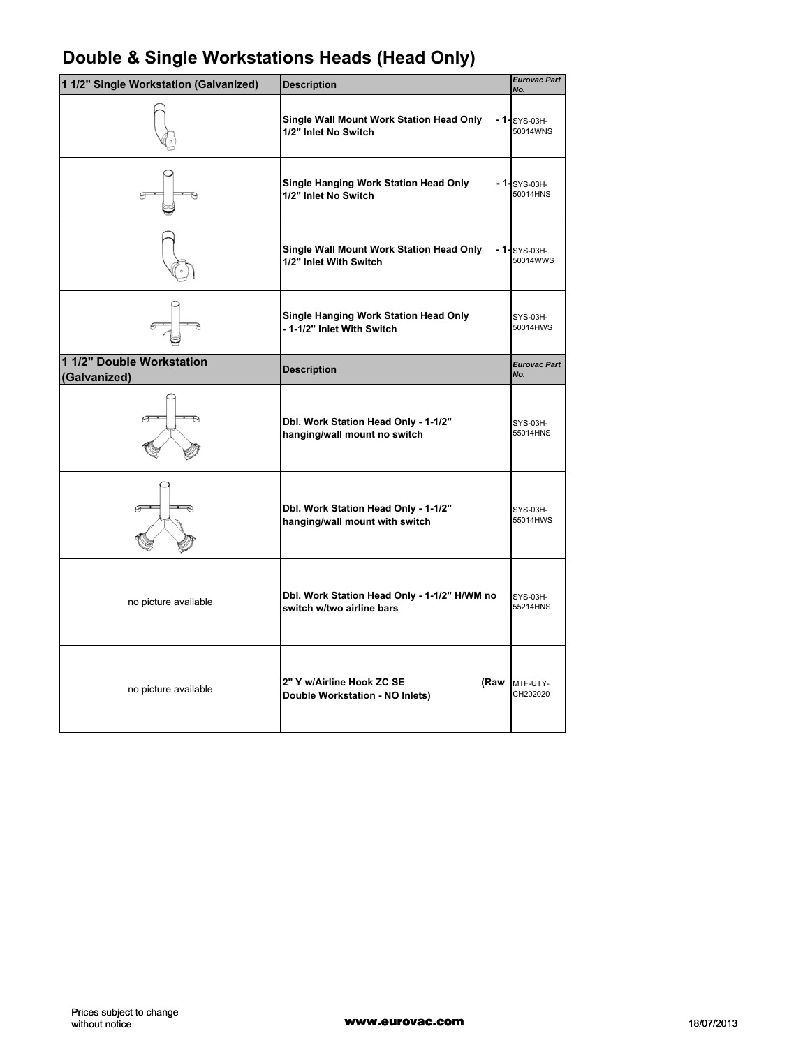# Double & Single Workstations Heads (Head Only)

| 1 1/2" Single Workstation (Galvanized) | Description | Eurovac Part No. |
|---|---|---|
| | Single Wall Mount Work Station Head Only - 1-1/2" Inlet No Switch | SYS-03H-50014WNS |
| | Single Hanging Work Station Head Only - 1-1/2" Inlet No Switch | SYS-03H-50014HNS |
| | Single Wall Mount Work Station Head Only - 1-1/2" Inlet With Switch | SYS-03H-50014WWS |
| | Single Hanging Work Station Head Only - 1-1/2" Inlet With Switch | SYS-03H-50014HWS |
| **1 1/2" Double Workstation (Galvanized)** | **Description** | **Eurovac Part No.** |
| | Dbl. Work Station Head Only - 1-1/2" hanging/wall mount no switch | SYS-03H-55014HNS |
| | Dbl. Work Station Head Only - 1-1/2" hanging/wall mount with switch | SYS-03H-55014HWS |
| no picture available | Dbl. Work Station Head Only - 1-1/2" H/WM no switch w/two airline bars | SYS-03H-55214HNS |
| no picture available | 2" Y w/Airline Hook ZC SE (Raw Double Workstation - NO Inlets) | MTF-UTY-CH202020 |

Prices subject to change without notice

www.eurovac.com

18/07/2013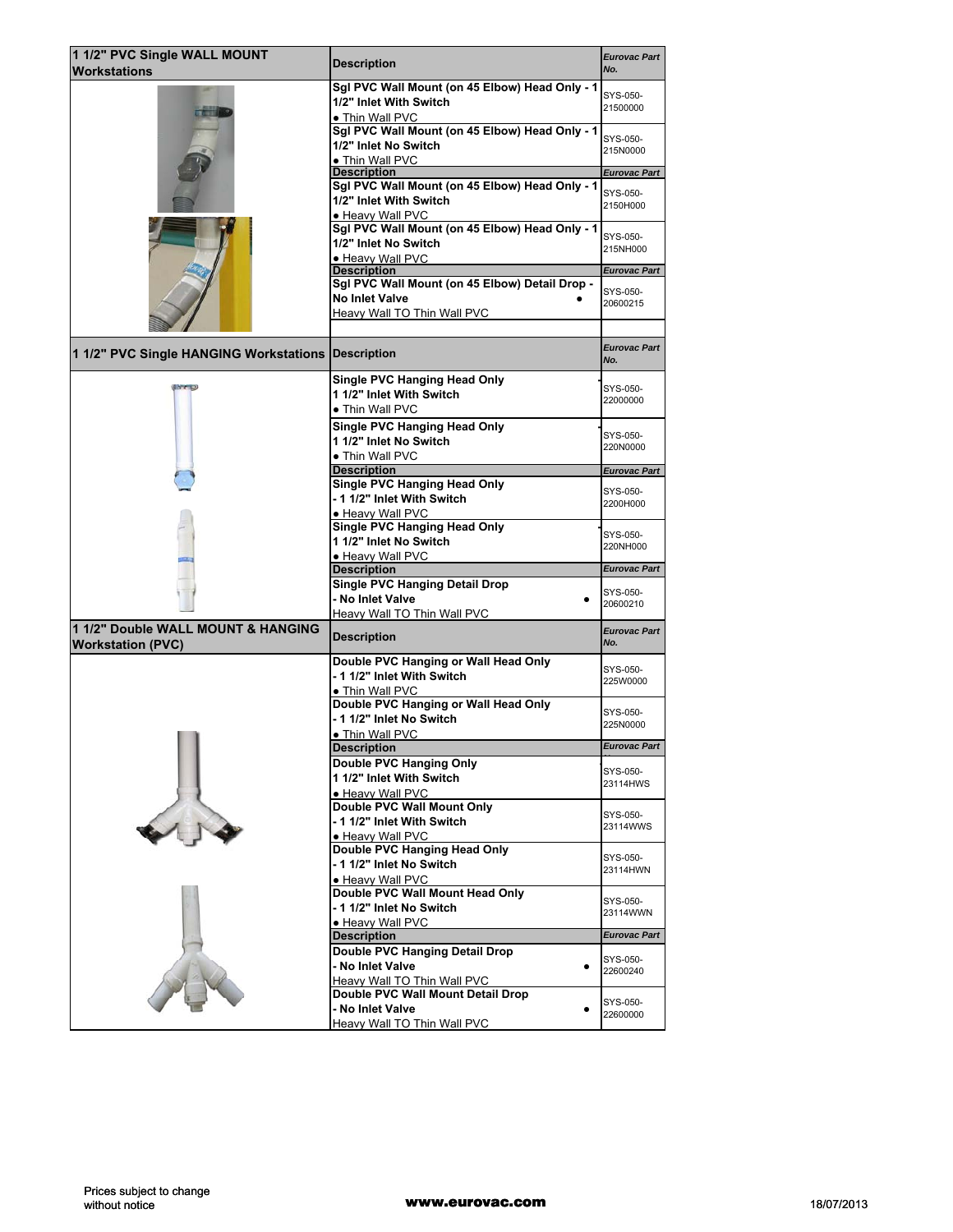| 1 1/2" PVC Single WALL MOUNT Workstations | Description | *Eurovac Part No.* |
|---|---|---|
| | **Sgl PVC Wall Mount (on 45 Elbow) Head Only - 1 1/2" Inlet With Switch**<br>• Thin Wall PVC | SYS-050-21500000 |
| | **Sgl PVC Wall Mount (on 45 Elbow) Head Only - 1 1/2" Inlet No Switch**<br>• Thin Wall PVC | SYS-050-215N0000 |
| | **Description** | *Eurovac Part* |
| | **Sgl PVC Wall Mount (on 45 Elbow) Head Only - 1 1/2" Inlet With Switch**<br>• Heavy Wall PVC | SYS-050-2150H000 |
| | **Sgl PVC Wall Mount (on 45 Elbow) Head Only - 1 1/2" Inlet No Switch**<br>• Heavy Wall PVC | SYS-050-215NH000 |
| | **Description** | *Eurovac Part* |
| | **Sgl PVC Wall Mount (on 45 Elbow) Detail Drop - No Inlet Valve** •<br>Heavy Wall TO Thin Wall PVC | SYS-050-20600215 |

| 1 1/2" PVC Single HANGING Workstations | Description | *Eurovac Part No.* |
|---|---|---|
| | **Single PVC Hanging Head Only 1 1/2" Inlet With Switch**<br>• Thin Wall PVC | SYS-050-22000000 |
| | **Single PVC Hanging Head Only 1 1/2" Inlet No Switch**<br>• Thin Wall PVC | SYS-050-220N0000 |
| | **Description** | *Eurovac Part* |
| | **Single PVC Hanging Head Only - 1 1/2" Inlet With Switch**<br>• Heavy Wall PVC | SYS-050-2200H000 |
| | **Single PVC Hanging Head Only 1 1/2" Inlet No Switch**<br>• Heavy Wall PVC | SYS-050-220NH000 |
| | **Description** | *Eurovac Part* |
| | **Single PVC Hanging Detail Drop - No Inlet Valve** •<br>Heavy Wall TO Thin Wall PVC | SYS-050-20600210 |

| 1 1/2" Double WALL MOUNT & HANGING Workstation (PVC) | Description | *Eurovac Part No.* |
|---|---|---|
| | **Double PVC Hanging or Wall Head Only - 1 1/2" Inlet With Switch**<br>• Thin Wall PVC | SYS-050-225W0000 |
| | **Double PVC Hanging or Wall Head Only - 1 1/2" Inlet No Switch**<br>• Thin Wall PVC | SYS-050-225N0000 |
| | **Description** | *Eurovac Part* |
| | **Double PVC Hanging Only 1 1/2" Inlet With Switch**<br>• Heavy Wall PVC | SYS-050-23114HWS |
| | **Double PVC Wall Mount Only - 1 1/2" Inlet With Switch**<br>• Heavy Wall PVC | SYS-050-23114WWS |
| | **Double PVC Hanging Head Only - 1 1/2" Inlet No Switch**<br>• Heavy Wall PVC | SYS-050-23114HWN |
| | **Double PVC Wall Mount Head Only - 1 1/2" Inlet No Switch**<br>• Heavy Wall PVC | SYS-050-23114WWN |
| | **Description** | *Eurovac Part* |
| | **Double PVC Hanging Detail Drop - No Inlet Valve** •<br>Heavy Wall TO Thin Wall PVC | SYS-050-22600240 |
| | **Double PVC Wall Mount Detail Drop - No Inlet Valve** •<br>Heavy Wall TO Thin Wall PVC | SYS-050-22600000 |

Prices subject to change without notice

**www.eurovac.com**

18/07/2013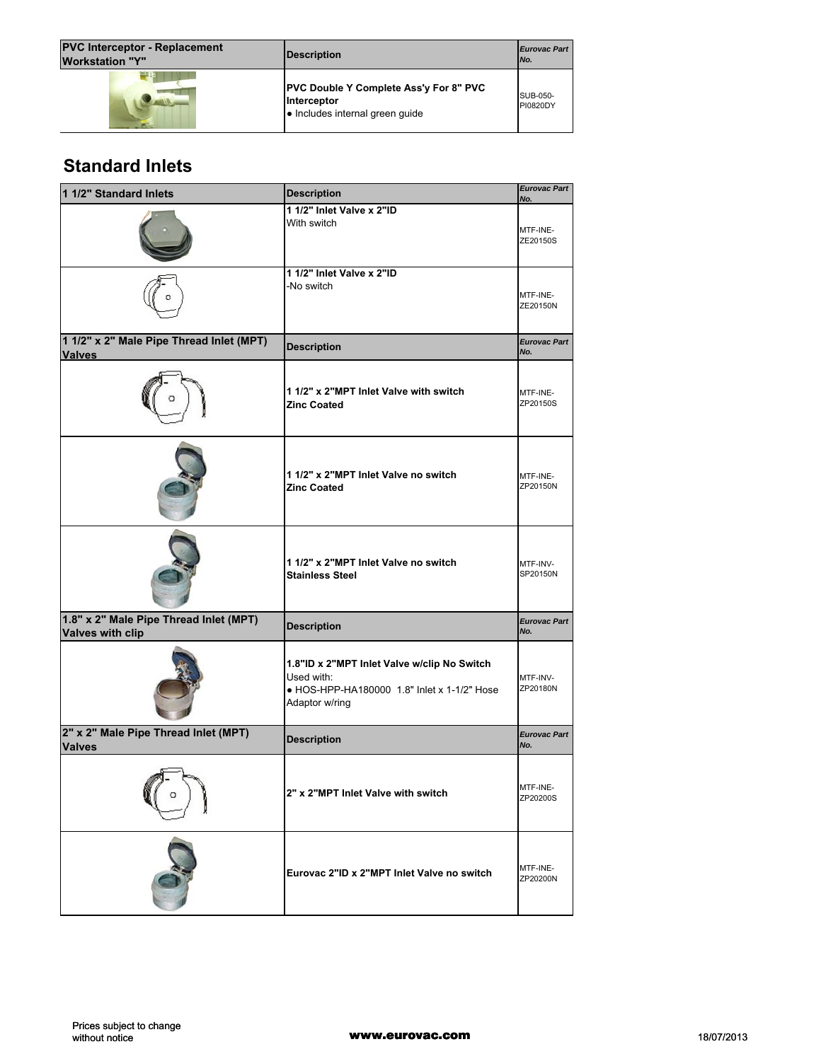| PVC Interceptor - Replacement Workstation "Y" | Description | Eurovac Part No. |
|---|---|---|
| | **PVC Double Y Complete Ass'y For 8" PVC Interceptor**<br>● Includes internal green guide | SUB-050-PI0820DY |

## Standard Inlets

| 1 1/2" Standard Inlets | Description | Eurovac Part No. |
|---|---|---|
| | **1 1/2" Inlet Valve x 2"ID**<br>With switch | MTF-INE-ZE20150S |
| | **1 1/2" Inlet Valve x 2"ID**<br>-No switch | MTF-INE-ZE20150N |
| **1 1/2" x 2" Male Pipe Thread Inlet (MPT) Valves** | **Description** | ***Eurovac Part No.*** |
| | **1 1/2" x 2"MPT Inlet Valve with switch**<br>**Zinc Coated** | MTF-INE-ZP20150S |
| | **1 1/2" x 2"MPT Inlet Valve no switch**<br>**Zinc Coated** | MTF-INE-ZP20150N |
| | **1 1/2" x 2"MPT Inlet Valve no switch**<br>**Stainless Steel** | MTF-INV-SP20150N |
| **1.8" x 2" Male Pipe Thread Inlet (MPT) Valves with clip** | **Description** | ***Eurovac Part No.*** |
| | **1.8"ID x 2"MPT Inlet Valve w/clip No Switch**<br>Used with:<br>● HOS-HPP-HA180000 1.8" Inlet x 1-1/2" Hose Adaptor w/ring | MTF-INV-ZP20180N |
| **2" x 2" Male Pipe Thread Inlet (MPT) Valves** | **Description** | ***Eurovac Part No.*** |
| | **2" x 2"MPT Inlet Valve with switch** | MTF-INE-ZP20200S |
| | **Eurovac 2"ID x 2"MPT Inlet Valve no switch** | MTF-INE-ZP20200N |

Prices subject to change without notice

www.eurovac.com

18/07/2013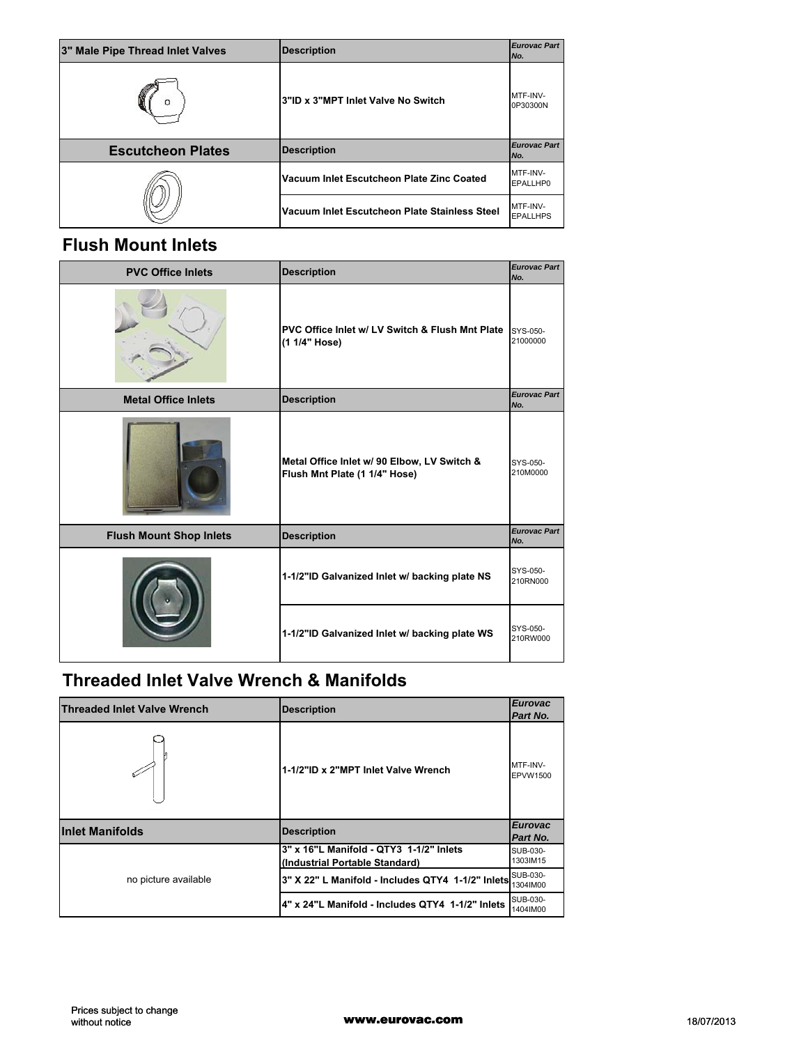| 3" Male Pipe Thread Inlet Valves | Description | *Eurovac Part No.* |
|---|---|---|
| | 3"ID x 3"MPT Inlet Valve No Switch | MTF-INV-0P30300N |

| Escutcheon Plates | Description | *Eurovac Part No.* |
|---|---|---|
| | Vacuum Inlet Escutcheon Plate Zinc Coated | MTF-INV-EPALLHP0 |
| | Vacuum Inlet Escutcheon Plate Stainless Steel | MTF-INV-EPALLHPS |

## Flush Mount Inlets

| PVC Office Inlets | Description | *Eurovac Part No.* |
|---|---|---|
| | PVC Office Inlet w/ LV Switch & Flush Mnt Plate (1 1/4" Hose) | SYS-050-21000000 |

| Metal Office Inlets | Description | *Eurovac Part No.* |
|---|---|---|
| | Metal Office Inlet w/ 90 Elbow, LV Switch & Flush Mnt Plate (1 1/4" Hose) | SYS-050-210M0000 |

| Flush Mount Shop Inlets | Description | *Eurovac Part No.* |
|---|---|---|
| | 1-1/2"ID Galvanized Inlet w/ backing plate NS | SYS-050-210RN000 |
| | 1-1/2"ID Galvanized Inlet w/ backing plate WS | SYS-050-210RW000 |

## Threaded Inlet Valve Wrench & Manifolds

| Threaded Inlet Valve Wrench | Description | *Eurovac Part No.* |
|---|---|---|
| | 1-1/2"ID x 2"MPT Inlet Valve Wrench | MTF-INV-EPVW1500 |

| Inlet Manifolds | Description | *Eurovac Part No.* |
|---|---|---|
| no picture available | 3" x 16"L Manifold - QTY3 1-1/2" Inlets (Industrial Portable Standard) | SUB-030-1303IM15 |
| | 3" X 22" L Manifold - Includes QTY4 1-1/2" Inlets | SUB-030-1304IM00 |
| | 4" x 24"L Manifold - Includes QTY4 1-1/2" Inlets | SUB-030-1404IM00 |

Prices subject to change without notice

www.eurovac.com

18/07/2013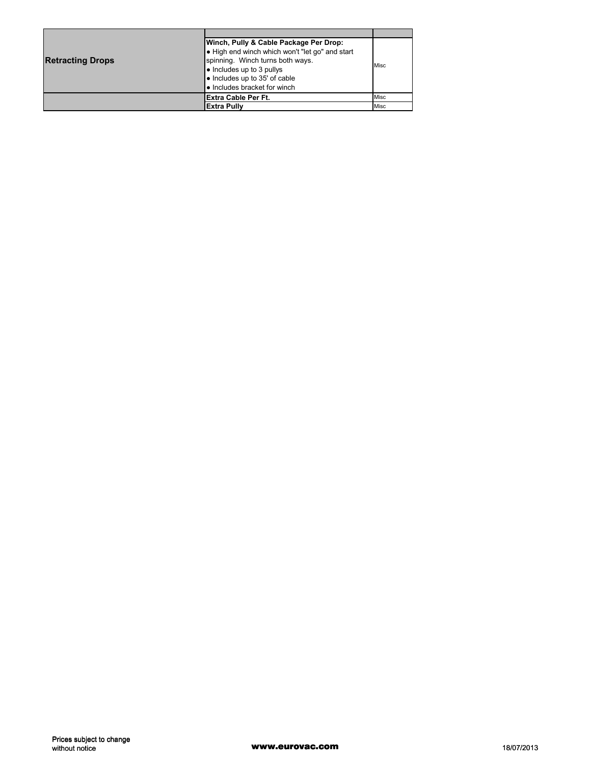| | | |
|---|---|---|
| **Retracting Drops** | **Winch, Pully & Cable Package Per Drop:**<br>● High end winch which won't "let go" and start spinning. Winch turns both ways.<br>● Includes up to 3 pullys<br>● Includes up to 35' of cable<br>● Includes bracket for winch | Misc |
| | **Extra Cable Per Ft.** | Misc |
| | **Extra Pully** | Misc |

Prices subject to change without notice

www.eurovac.com

18/07/2013